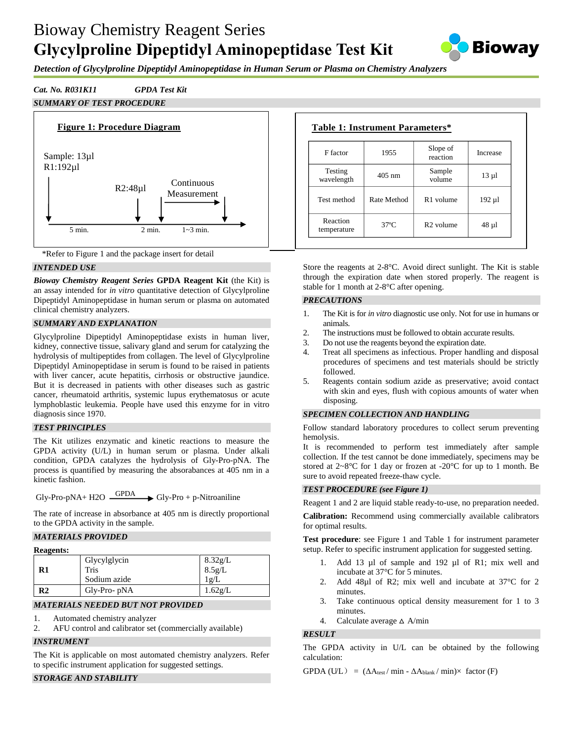# Bioway Chemistry Reagent Series

# Glycylproline Dipeptidyl Aminopeptidase Test Kit

***Detection of Glycylproline Dipeptidyl Aminopeptidase in Human Serum or Plasma on Chemistry Analyzers***

***Cat. No. R031K11*** ***GPDA Test Kit***

## *SUMMARY OF TEST PROCEDURE*

**Figure 1: Procedure Diagram**

Sample: 13µl
R1:192µl

R2:48µl

Continuous Measurement

5 min. 2 min. 1~3 min.

*Refer to Figure 1 and the package insert for detail

**Table 1: Instrument Parameters***

| F factor | 1955 | Slope of reaction | Increase |
|---|---|---|---|
| Testing wavelength | 405 nm | Sample volume | 13 µl |
| Test method | Rate Method | R1 volume | 192 µl |
| Reaction temperature | 37ºC | R2 volume | 48 µl |

## *INTENDED USE*

***Bioway Chemistry Reagent Series*** **GPDA Reagent Kit** (the Kit) is an assay intended for *in vitro* quantitative detection of Glycylproline Dipeptidyl Aminopeptidase in human serum or plasma on automated clinical chemistry analyzers.

## *SUMMARY AND EXPLANATION*

Glycylproline Dipeptidyl Aminopeptidase exists in human liver, kidney, connective tissue, salivary gland and serum for catalyzing the hydrolysis of multipeptides from collagen. The level of Glycylproline Dipeptidyl Aminopeptidase in serum is found to be raised in patients with liver cancer, acute hepatitis, cirrhosis or obstructive jaundice. But it is decreased in patients with other diseases such as gastric cancer, rheumatoid arthritis, systemic lupus erythematosus or acute lymphoblastic leukemia. People have used this enzyme for in vitro diagnosis since 1970.

## *TEST PRINCIPLES*

The Kit utilizes enzymatic and kinetic reactions to measure the GPDA activity (U/L) in human serum or plasma. Under alkali condition, GPDA catalyzes the hydrolysis of Gly-Pro-pNA. The process is quantified by measuring the absorbances at 405 nm in a kinetic fashion.

$$\text{Gly-Pro-pNA} + H_2O \xrightarrow{\text{GPDA}} \text{Gly-Pro} + \text{p-Nitroaniline}$$

The rate of increase in absorbance at 405 nm is directly proportional to the GPDA activity in the sample.

## *MATERIALS PROVIDED*

**Reagents:**

| | | |
|---|---|---|
| **R1** | Glycylglycin<br>Tris<br>Sodium azide | 8.32g/L<br>8.5g/L<br>1g/L |
| **R2** | Gly-Pro- pNA | 1.62g/L |

## *MATERIALS NEEDED BUT NOT PROVIDED*

1. Automated chemistry analyzer
2. AFU control and calibrator set (commercially available)

## *INSTRUMENT*

The Kit is applicable on most automated chemistry analyzers. Refer to specific instrument application for suggested settings.

## *STORAGE AND STABILITY*

Store the reagents at 2-8°C. Avoid direct sunlight. The Kit is stable through the expiration date when stored properly. The reagent is stable for 1 month at 2-8°C after opening.

## *PRECAUTIONS*

1. The Kit is for *in vitro* diagnostic use only. Not for use in humans or animals.
2. The instructions must be followed to obtain accurate results.
3. Do not use the reagents beyond the expiration date.
4. Treat all specimens as infectious. Proper handling and disposal procedures of specimens and test materials should be strictly followed.
5. Reagents contain sodium azide as preservative; avoid contact with skin and eyes, flush with copious amounts of water when disposing.

## *SPECIMEN COLLECTION AND HANDLING*

Follow standard laboratory procedures to collect serum preventing hemolysis.

It is recommended to perform test immediately after sample collection. If the test cannot be done immediately, specimens may be stored at 2~8°C for 1 day or frozen at -20°C for up to 1 month. Be sure to avoid repeated freeze-thaw cycle.

## *TEST PROCEDURE (see Figure 1)*

Reagent 1 and 2 are liquid stable ready-to-use, no preparation needed.

**Calibration:** Recommend using commercially available calibrators for optimal results.

**Test procedure**: see Figure 1 and Table 1 for instrument parameter setup. Refer to specific instrument application for suggested setting.

1. Add 13 µl of sample and 192 µl of R1; mix well and incubate at 37°C for 5 minutes.
2. Add 48µl of R2; mix well and incubate at 37°C for 2 minutes.
3. Take continuous optical density measurement for 1 to 3 minutes.
4. Calculate average $\Delta$ A/min

## *RESULT*

The GPDA activity in U/L can be obtained by the following calculation:

$$\text{GPDA (U/L)} = (\Delta A_{test} / \min - \Delta A_{blank} / \min) \times \text{ factor (F)}$$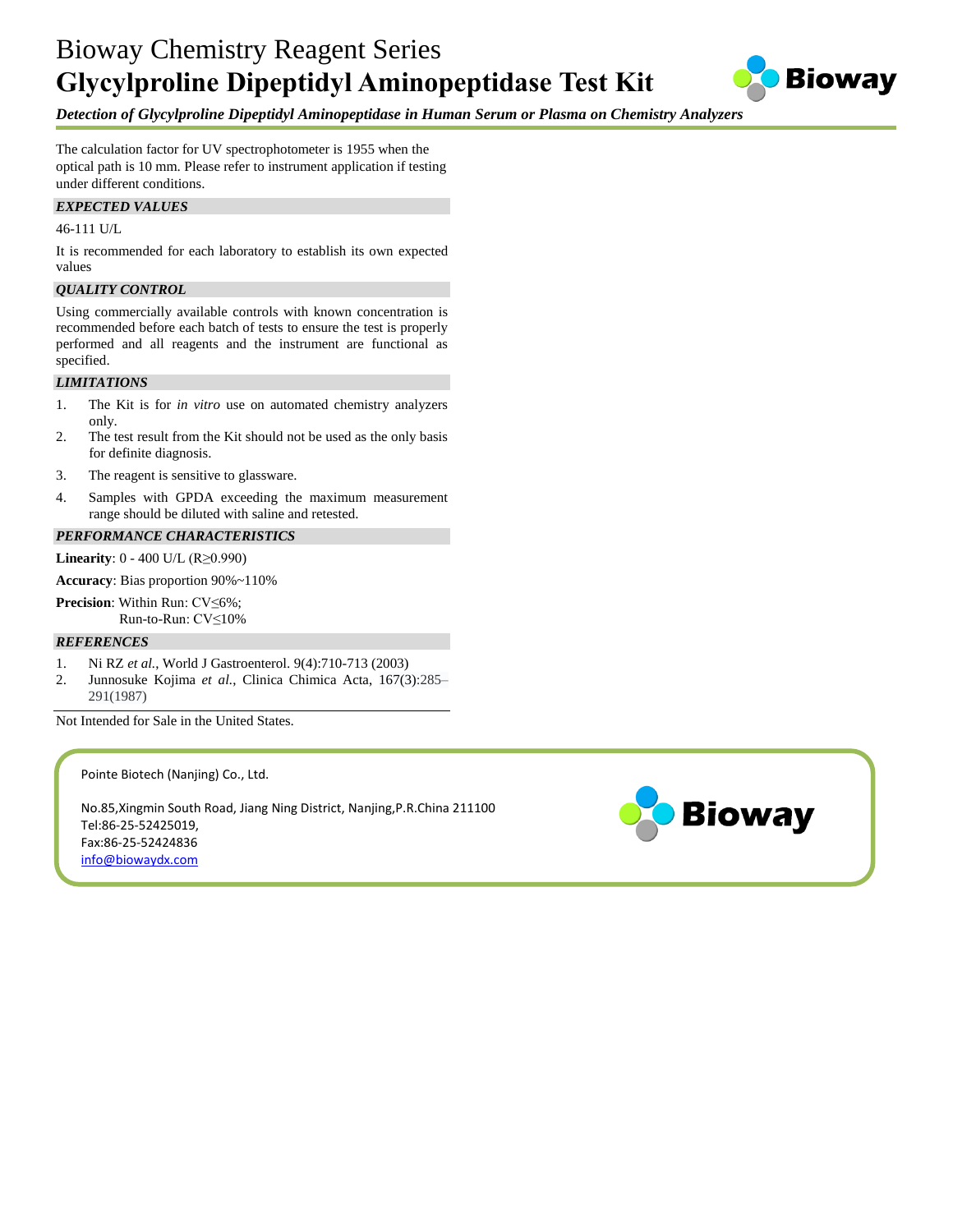The calculation factor for UV spectrophotometer is 1955 when the optical path is 10 mm. Please refer to instrument application if testing under different conditions.

## *EXPECTED VALUES*

46-111 U/L

It is recommended for each laboratory to establish its own expected values

## *QUALITY CONTROL*

Using commercially available controls with known concentration is recommended before each batch of tests to ensure the test is properly performed and all reagents and the instrument are functional as specified.

## *LIMITATIONS*

1. The Kit is for *in vitro* use on automated chemistry analyzers only.
2. The test result from the Kit should not be used as the only basis for definite diagnosis.
3. The reagent is sensitive to glassware.
4. Samples with GPDA exceeding the maximum measurement range should be diluted with saline and retested.

## *PERFORMANCE CHARACTERISTICS*

**Linearity**: 0 - 400 U/L (R≥0.990)

**Accuracy**: Bias proportion 90%~110%

**Precision**: Within Run: CV≤6%;
Run-to-Run: CV≤10%

## *REFERENCES*

1. Ni RZ *et al.*, World J Gastroenterol. 9(4):710-713 (2003)
2. Junnosuke Kojima *et al.*, Clinica Chimica Acta, 167(3):285–291(1987)

Not Intended for Sale in the United States.

Pointe Biotech (Nanjing) Co., Ltd.

No.85,Xingmin South Road, Jiang Ning District, Nanjing,P.R.China 211100
Tel:86-25-52425019,
Fax:86-25-52424836
info@biowaydx.com